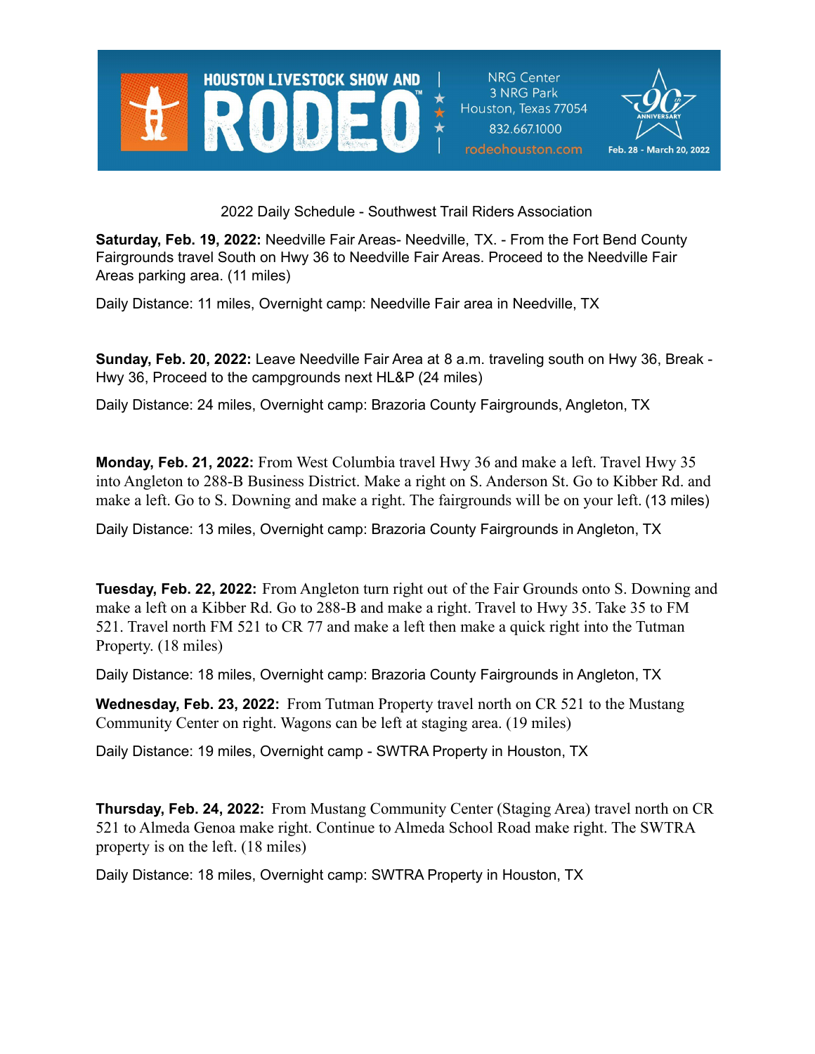HOUSTON LIVESTOCK SHOW AND RODEO™

NRG Center
3 NRG Park
Houston, Texas 77054
832.667.1000
rodeohouston.com

90th ANNIVERSARY
Feb. 28 - March 20, 2022

2022 Daily Schedule - Southwest Trail Riders Association

**Saturday, Feb. 19, 2022:** Needville Fair Areas- Needville, TX. - From the Fort Bend County Fairgrounds travel South on Hwy 36 to Needville Fair Areas. Proceed to the Needville Fair Areas parking area. (11 miles)

Daily Distance: 11 miles, Overnight camp: Needville Fair area in Needville, TX

**Sunday, Feb. 20, 2022:** Leave Needville Fair Area at 8 a.m. traveling south on Hwy 36, Break - Hwy 36, Proceed to the campgrounds next HL&P (24 miles)

Daily Distance: 24 miles, Overnight camp: Brazoria County Fairgrounds, Angleton, TX

**Monday, Feb. 21, 2022:** From West Columbia travel Hwy 36 and make a left. Travel Hwy 35 into Angleton to 288-B Business District. Make a right on S. Anderson St. Go to Kibber Rd. and make a left. Go to S. Downing and make a right. The fairgrounds will be on your left. (13 miles)

Daily Distance: 13 miles, Overnight camp: Brazoria County Fairgrounds in Angleton, TX

**Tuesday, Feb. 22, 2022:** From Angleton turn right out of the Fair Grounds onto S. Downing and make a left on a Kibber Rd. Go to 288-B and make a right. Travel to Hwy 35. Take 35 to FM 521. Travel north FM 521 to CR 77 and make a left then make a quick right into the Tutman Property. (18 miles)

Daily Distance: 18 miles, Overnight camp: Brazoria County Fairgrounds in Angleton, TX

**Wednesday, Feb. 23, 2022:** From Tutman Property travel north on CR 521 to the Mustang Community Center on right. Wagons can be left at staging area. (19 miles)

Daily Distance: 19 miles, Overnight camp - SWTRA Property in Houston, TX

**Thursday, Feb. 24, 2022:** From Mustang Community Center (Staging Area) travel north on CR 521 to Almeda Genoa make right. Continue to Almeda School Road make right. The SWTRA property is on the left. (18 miles)

Daily Distance: 18 miles, Overnight camp: SWTRA Property in Houston, TX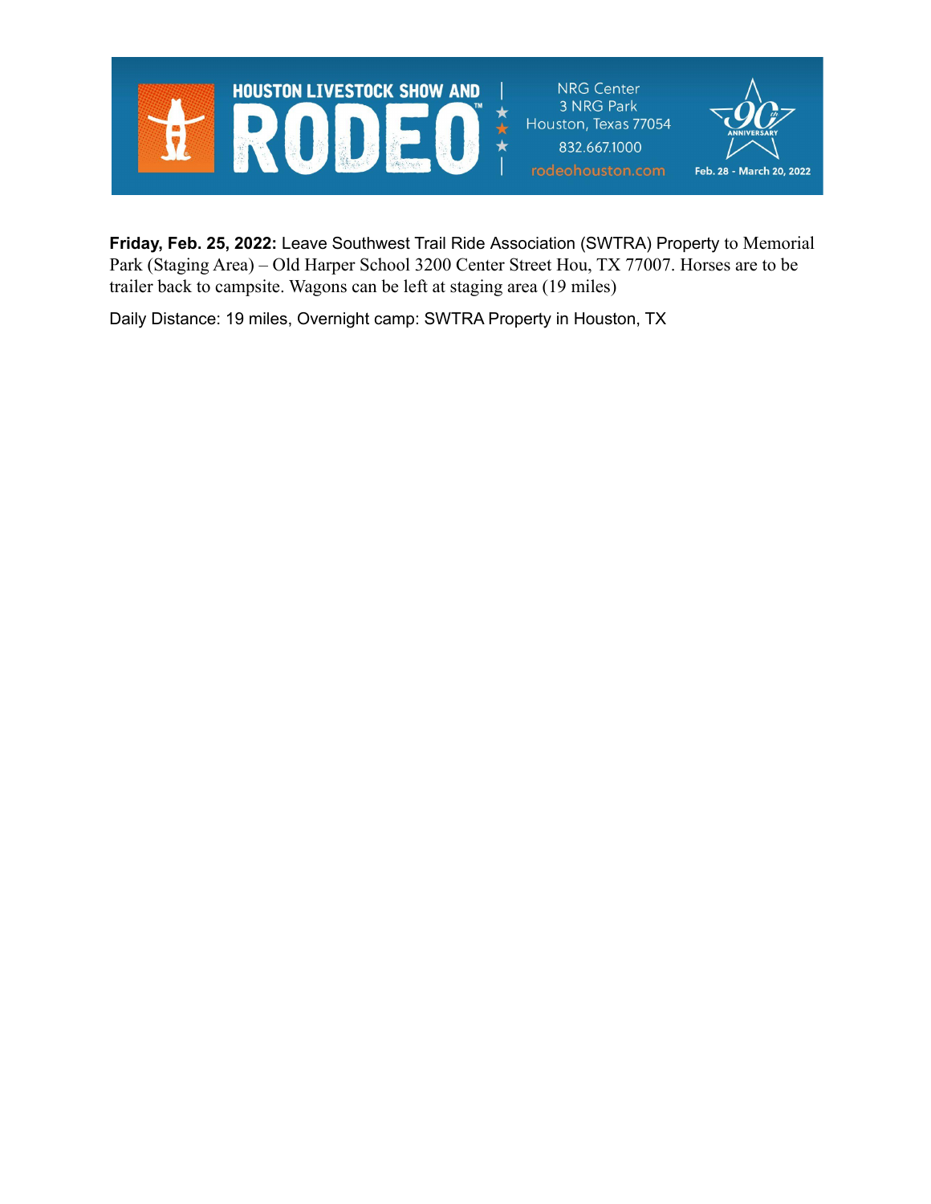**Friday, Feb. 25, 2022:** Leave Southwest Trail Ride Association (SWTRA) Property to Memorial Park (Staging Area) – Old Harper School 3200 Center Street Hou, TX 77007. Horses are to be trailer back to campsite. Wagons can be left at staging area (19 miles)

Daily Distance: 19 miles, Overnight camp: SWTRA Property in Houston, TX